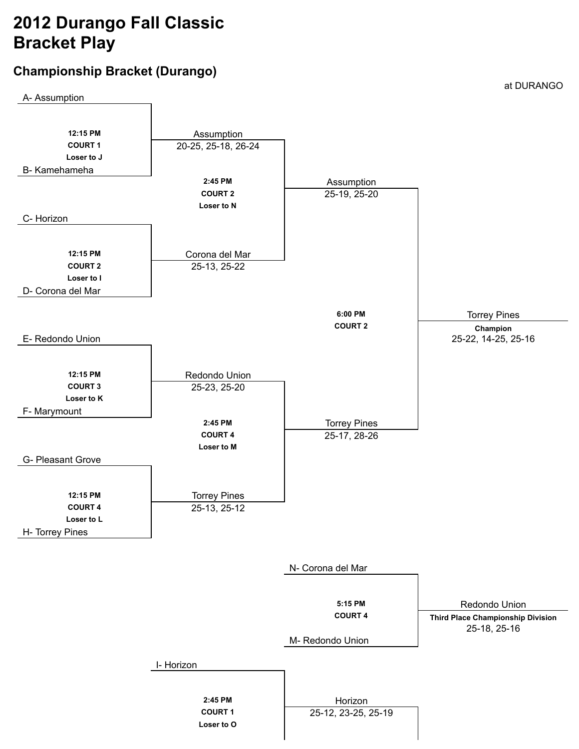# 2012 Durango Fall Classic
# Bracket Play

## Championship Bracket (Durango)

at DURANGO

A- Assumption

**12:15 PM**
**COURT 1**
**Loser to J**

B- Kamehameha

Assumption
20-25, 25-18, 26-24

**2:45 PM**
**COURT 2**
**Loser to N**

C- Horizon

**12:15 PM**
**COURT 2**
**Loser to I**

D- Corona del Mar

Corona del Mar
25-13, 25-22

Assumption
25-19, 25-20

**6:00 PM**
**COURT 2**

Torrey Pines
**Champion**
25-22, 14-25, 25-16

E- Redondo Union

**12:15 PM**
**COURT 3**
**Loser to K**

F- Marymount

Redondo Union
25-23, 25-20

**2:45 PM**
**COURT 4**
**Loser to M**

G- Pleasant Grove

**12:15 PM**
**COURT 4**
**Loser to L**

H- Torrey Pines

Torrey Pines
25-13, 25-12

Torrey Pines
25-17, 28-26

N- Corona del Mar

**5:15 PM**
**COURT 4**

M- Redondo Union

Redondo Union
**Third Place Championship Division**
25-18, 25-16

I- Horizon

**2:45 PM**
**COURT 1**
**Loser to O**

Horizon
25-12, 23-25, 25-19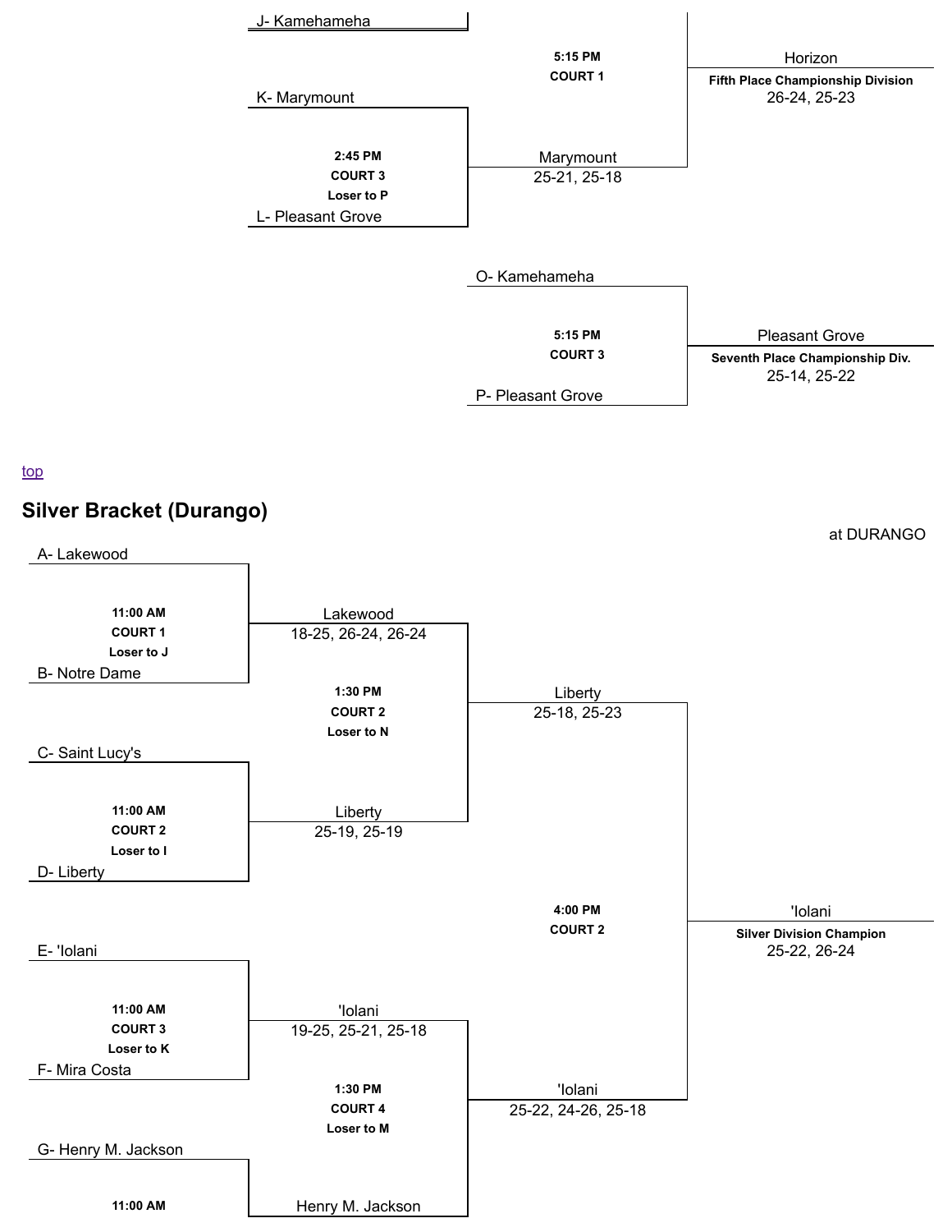J- Kamehameha

5:15 PM
COURT 1

Horizon
**Fifth Place Championship Division**
26-24, 25-23

K- Marymount

2:45 PM
COURT 3
Loser to P

Marymount
25-21, 25-18

L- Pleasant Grove

O- Kamehameha

5:15 PM
COURT 3

Pleasant Grove
**Seventh Place Championship Div.**
25-14, 25-22

P- Pleasant Grove

top

## Silver Bracket (Durango)

at DURANGO

A- Lakewood

11:00 AM
COURT 1
Loser to J

Lakewood
18-25, 26-24, 26-24

B- Notre Dame

1:30 PM
COURT 2
Loser to N

Liberty
25-18, 25-23

C- Saint Lucy's

11:00 AM
COURT 2
Loser to I

Liberty
25-19, 25-19

D- Liberty

4:00 PM
COURT 2

'Iolani
**Silver Division Champion**
25-22, 26-24

E- 'Iolani

11:00 AM
COURT 3
Loser to K

'Iolani
19-25, 25-21, 25-18

F- Mira Costa

1:30 PM
COURT 4
Loser to M

'Iolani
25-22, 24-26, 25-18

G- Henry M. Jackson

11:00 AM

Henry M. Jackson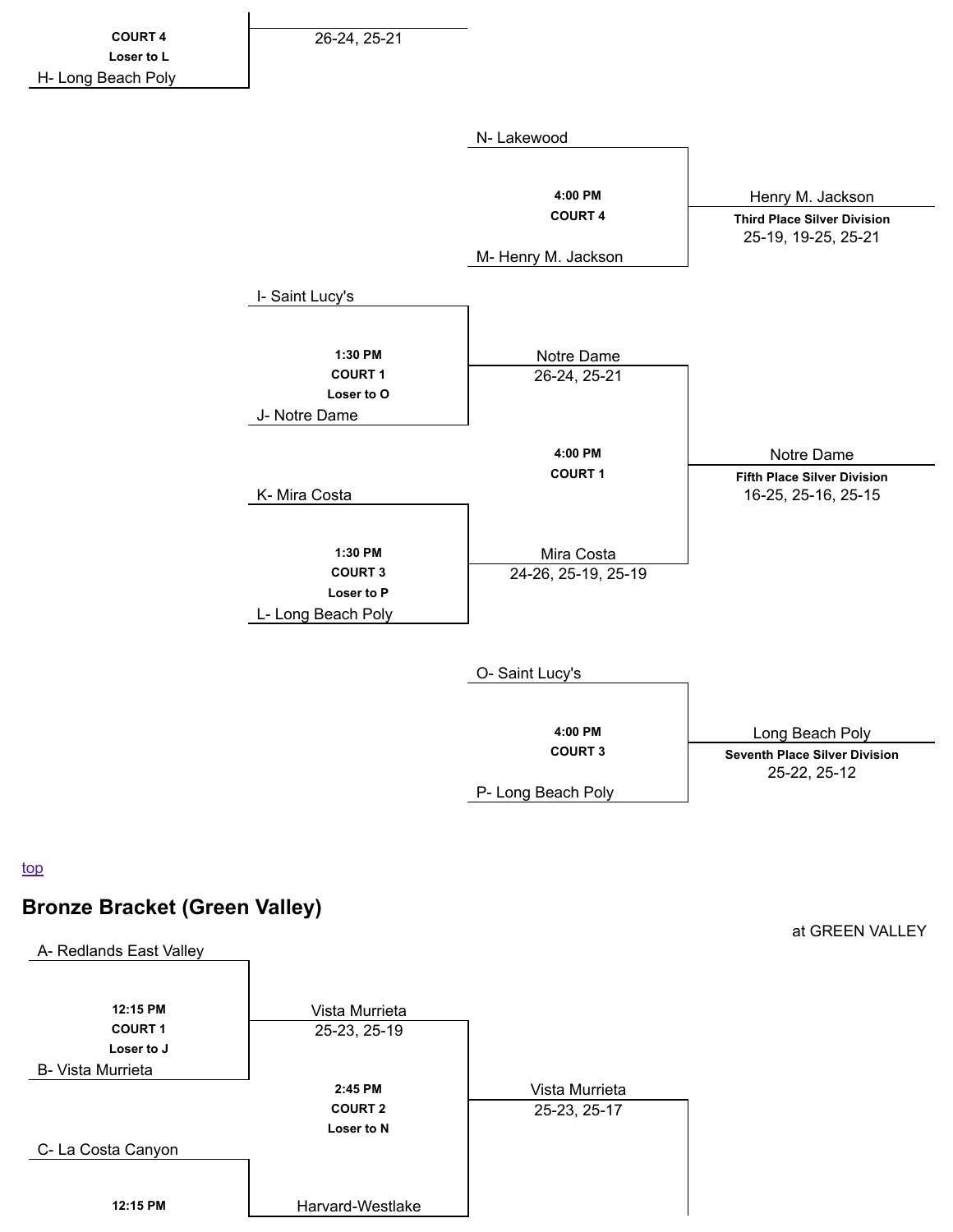COURT 4
Loser to L
H- Long Beach Poly

26-24, 25-21

N- Lakewood

4:00 PM
COURT 4

M- Henry M. Jackson

Henry M. Jackson
**Third Place Silver Division**
25-19, 19-25, 25-21

I- Saint Lucy's

1:30 PM
COURT 1
Loser to O

J- Notre Dame

Notre Dame
26-24, 25-21

4:00 PM
COURT 1

Notre Dame
**Fifth Place Silver Division**
16-25, 25-16, 25-15

K- Mira Costa

1:30 PM
COURT 3
Loser to P

L- Long Beach Poly

Mira Costa
24-26, 25-19, 25-19

O- Saint Lucy's

4:00 PM
COURT 3

P- Long Beach Poly

Long Beach Poly
**Seventh Place Silver Division**
25-22, 25-12

top

## Bronze Bracket (Green Valley)

at GREEN VALLEY

A- Redlands East Valley

12:15 PM
COURT 1
Loser to J

B- Vista Murrieta

Vista Murrieta
25-23, 25-19

2:45 PM
COURT 2
Loser to N

Vista Murrieta
25-23, 25-17

C- La Costa Canyon

12:15 PM

Harvard-Westlake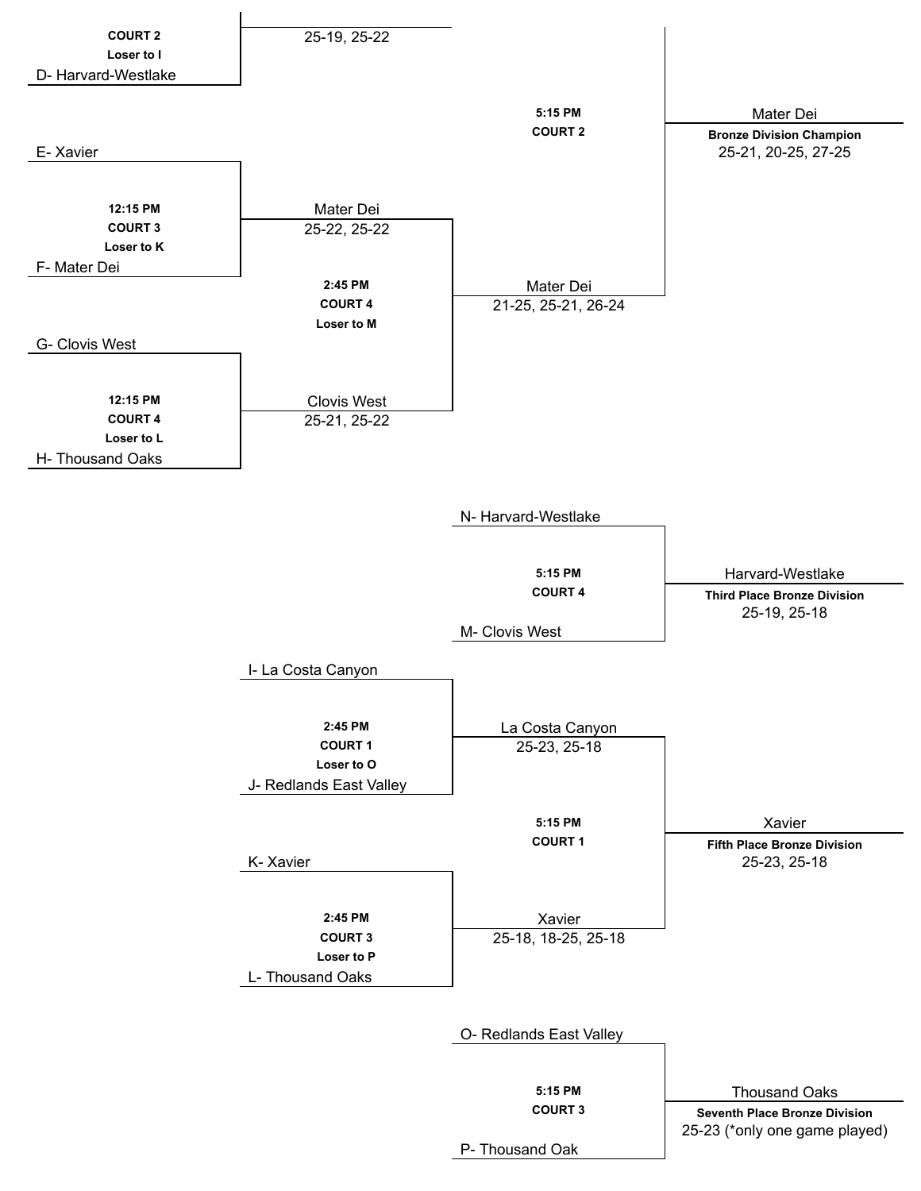COURT 2
Loser to I
D- Harvard-Westlake

25-19, 25-22

5:15 PM
COURT 2

Mater Dei
**Bronze Division Champion**
25-21, 20-25, 27-25

E- Xavier

12:15 PM
COURT 3
Loser to K
F- Mater Dei

Mater Dei
25-22, 25-22

2:45 PM
COURT 4
Loser to M

Mater Dei
21-25, 25-21, 26-24

G- Clovis West

12:15 PM
COURT 4
Loser to L
H- Thousand Oaks

Clovis West
25-21, 25-22

N- Harvard-Westlake

5:15 PM
COURT 4

M- Clovis West

Harvard-Westlake
**Third Place Bronze Division**
25-19, 25-18

I- La Costa Canyon

2:45 PM
COURT 1
Loser to O
J- Redlands East Valley

La Costa Canyon
25-23, 25-18

5:15 PM
COURT 1

Xavier
**Fifth Place Bronze Division**
25-23, 25-18

K- Xavier

2:45 PM
COURT 3
Loser to P
L- Thousand Oaks

Xavier
25-18, 18-25, 25-18

O- Redlands East Valley

5:15 PM
COURT 3

P- Thousand Oak

Thousand Oaks
**Seventh Place Bronze Division**
25-23 (*only one game played)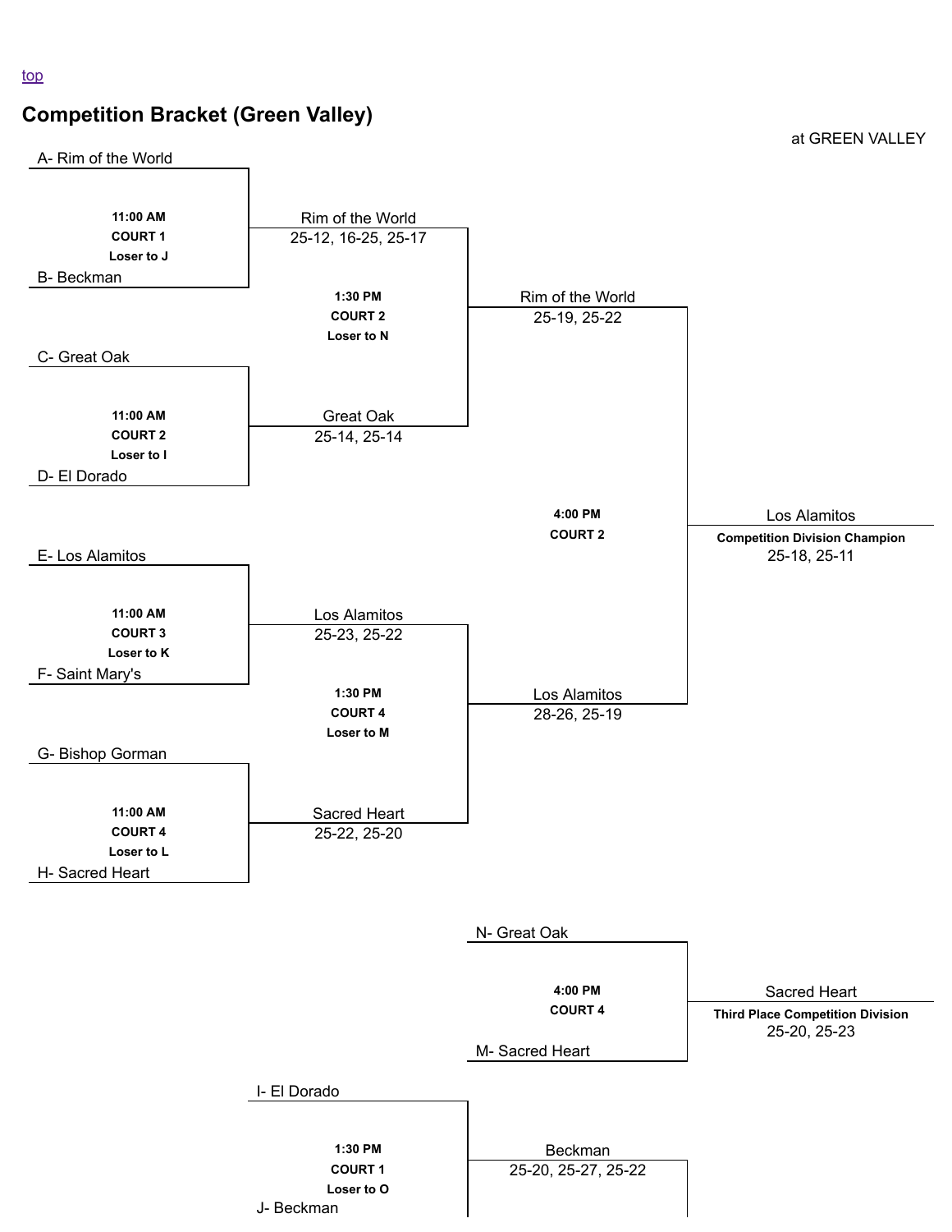top

## Competition Bracket (Green Valley)

at GREEN VALLEY

A- Rim of the World

**11:00 AM**
**COURT 1**
**Loser to J**

B- Beckman

Rim of the World
25-12, 16-25, 25-17

**1:30 PM**
**COURT 2**
**Loser to N**

C- Great Oak

**11:00 AM**
**COURT 2**
**Loser to I**

D- El Dorado

Great Oak
25-14, 25-14

Rim of the World
25-19, 25-22

**4:00 PM**
**COURT 2**

Los Alamitos
**Competition Division Champion**
25-18, 25-11

E- Los Alamitos

**11:00 AM**
**COURT 3**
**Loser to K**

F- Saint Mary's

Los Alamitos
25-23, 25-22

**1:30 PM**
**COURT 4**
**Loser to M**

Los Alamitos
28-26, 25-19

G- Bishop Gorman

**11:00 AM**
**COURT 4**
**Loser to L**

H- Sacred Heart

Sacred Heart
25-22, 25-20

N- Great Oak

**4:00 PM**
**COURT 4**

M- Sacred Heart

Sacred Heart
**Third Place Competition Division**
25-20, 25-23

I- El Dorado

**1:30 PM**
**COURT 1**
**Loser to O**

J- Beckman

Beckman
25-20, 25-27, 25-22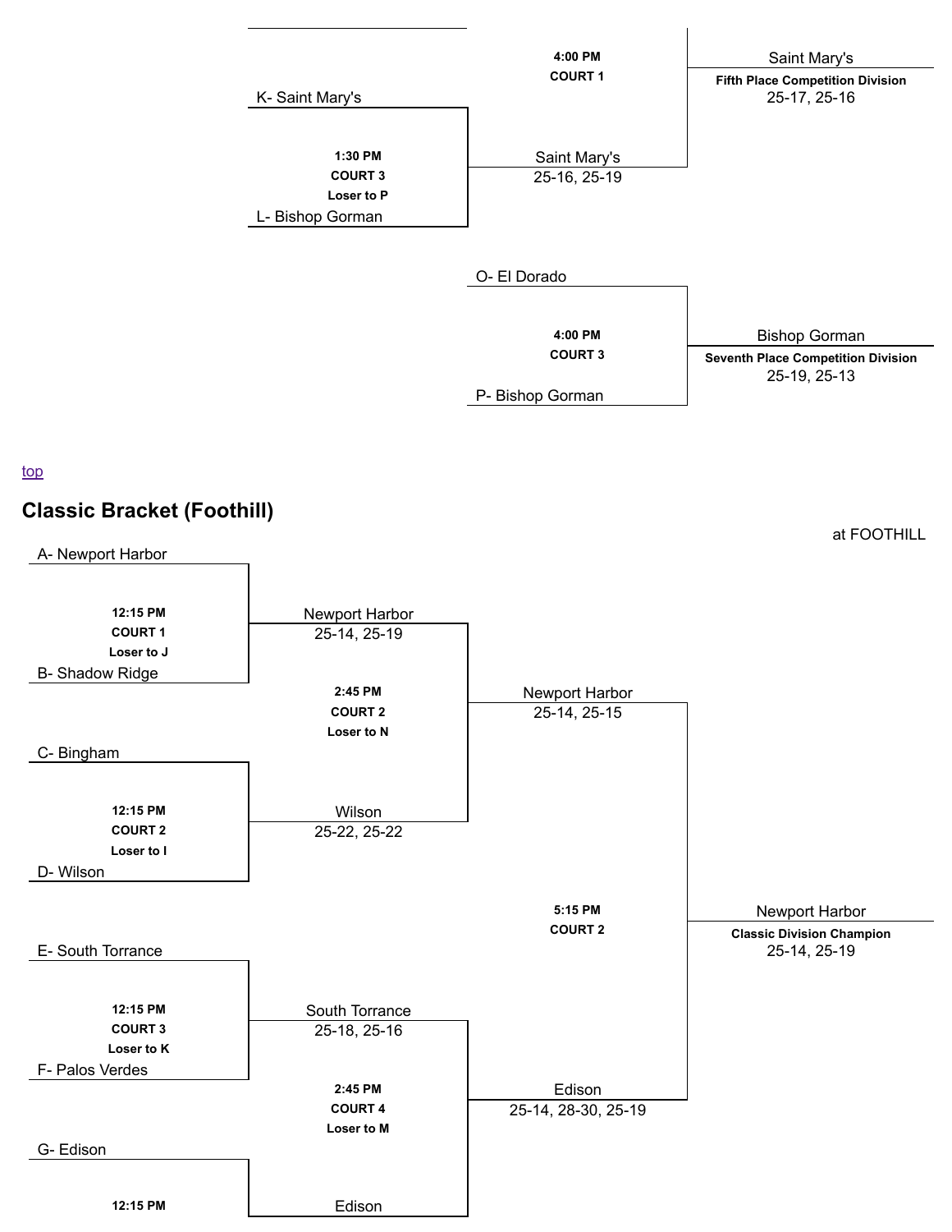K- Saint Mary's

1:30 PM
COURT 3
Loser to P

L- Bishop Gorman

Saint Mary's
25-16, 25-19

4:00 PM
COURT 1

Saint Mary's
**Fifth Place Competition Division**
25-17, 25-16

O- El Dorado

4:00 PM
COURT 3

P- Bishop Gorman

Bishop Gorman
**Seventh Place Competition Division**
25-19, 25-13

top

## Classic Bracket (Foothill)

at FOOTHILL

A- Newport Harbor

**12:15 PM**
**COURT 1**
**Loser to J**

B- Shadow Ridge

Newport Harbor
25-14, 25-19

**2:45 PM**
**COURT 2**
**Loser to N**

C- Bingham

**12:15 PM**
**COURT 2**
**Loser to I**

D- Wilson

Wilson
25-22, 25-22

Newport Harbor
25-14, 25-15

**5:15 PM**
**COURT 2**

Newport Harbor
**Classic Division Champion**
25-14, 25-19

E- South Torrance

**12:15 PM**
**COURT 3**
**Loser to K**

F- Palos Verdes

South Torrance
25-18, 25-16

**2:45 PM**
**COURT 4**
**Loser to M**

Edison
25-14, 28-30, 25-19

G- Edison

**12:15 PM**

Edison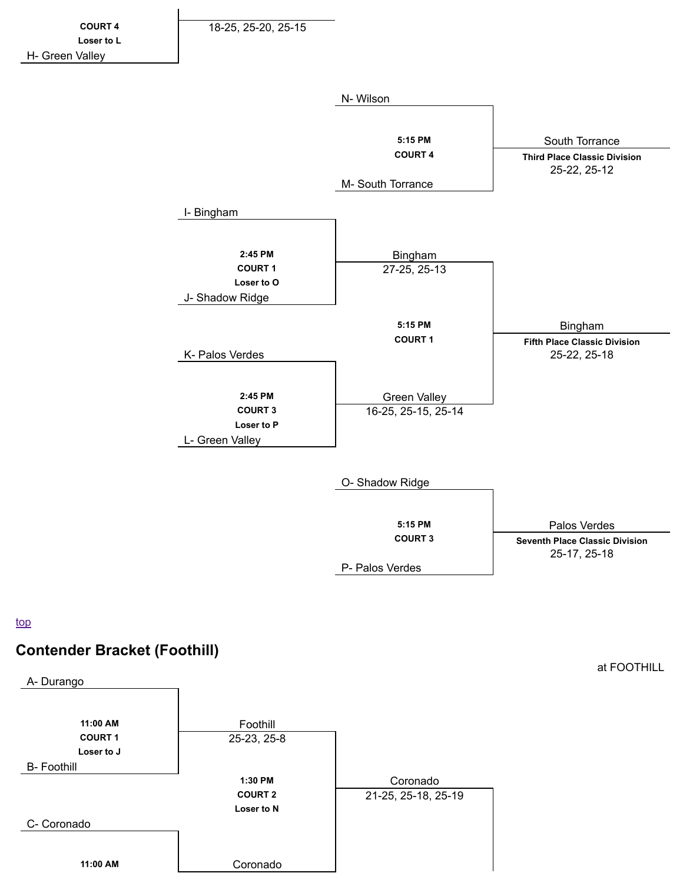COURT 4
Loser to L
H- Green Valley

18-25, 25-20, 25-15

N- Wilson

5:15 PM
COURT 4

M- South Torrance

South Torrance
Third Place Classic Division
25-22, 25-12

I- Bingham

2:45 PM
COURT 1
Loser to O

J- Shadow Ridge

Bingham
27-25, 25-13

5:15 PM
COURT 1

Bingham
Fifth Place Classic Division
25-22, 25-18

K- Palos Verdes

2:45 PM
COURT 3
Loser to P

L- Green Valley

Green Valley
16-25, 25-15, 25-14

O- Shadow Ridge

5:15 PM
COURT 3

P- Palos Verdes

Palos Verdes
Seventh Place Classic Division
25-17, 25-18

[top]

## Contender Bracket (Foothill)

at FOOTHILL

A- Durango

11:00 AM
COURT 1
Loser to J

B- Foothill

Foothill
25-23, 25-8

1:30 PM
COURT 2
Loser to N

Coronado
21-25, 25-18, 25-19

C- Coronado

11:00 AM

Coronado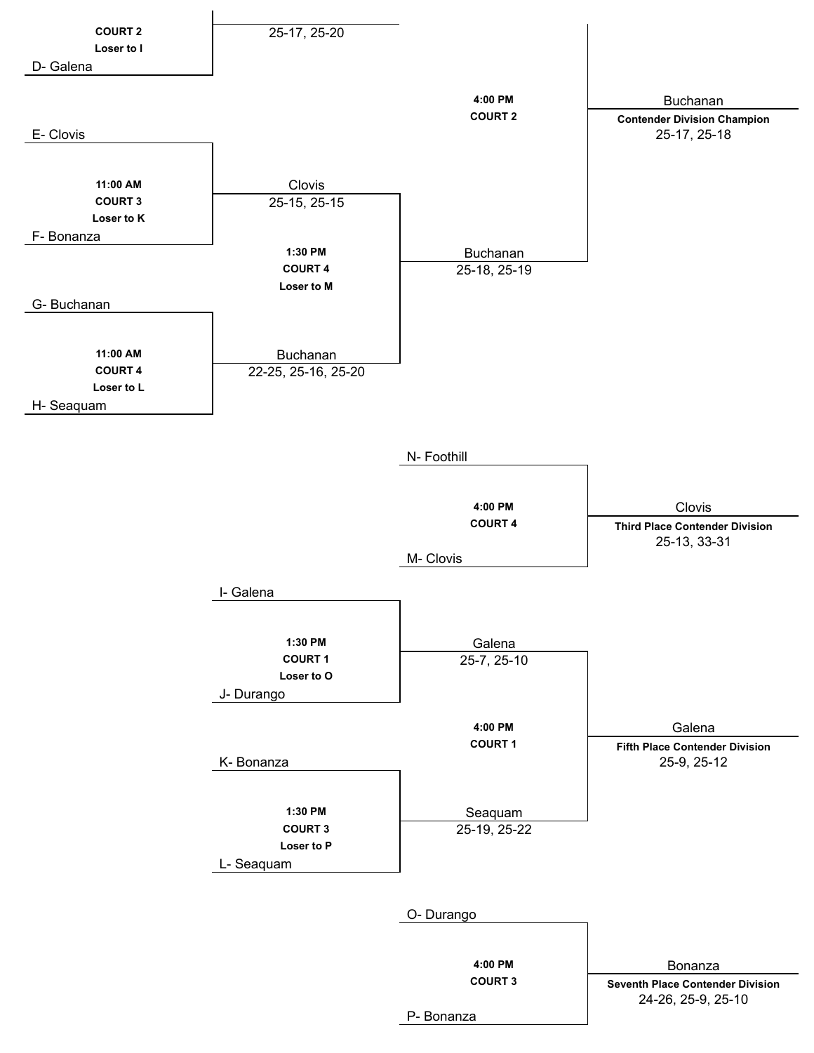COURT 2
Loser to I

D- Galena

25-17, 25-20

4:00 PM
COURT 2

Buchanan
**Contender Division Champion**
25-17, 25-18

E- Clovis

11:00 AM
COURT 3
Loser to K

F- Bonanza

Clovis
25-15, 25-15

1:30 PM
COURT 4
Loser to M

Buchanan
25-18, 25-19

G- Buchanan

11:00 AM
COURT 4
Loser to L

H- Seaquam

Buchanan
22-25, 25-16, 25-20

N- Foothill

4:00 PM
COURT 4

M- Clovis

Clovis
**Third Place Contender Division**
25-13, 33-31

I- Galena

1:30 PM
COURT 1
Loser to O

J- Durango

Galena
25-7, 25-10

4:00 PM
COURT 1

Galena
**Fifth Place Contender Division**
25-9, 25-12

K- Bonanza

1:30 PM
COURT 3
Loser to P

L- Seaquam

Seaquam
25-19, 25-22

O- Durango

4:00 PM
COURT 3

P- Bonanza

Bonanza
**Seventh Place Contender Division**
24-26, 25-9, 25-10